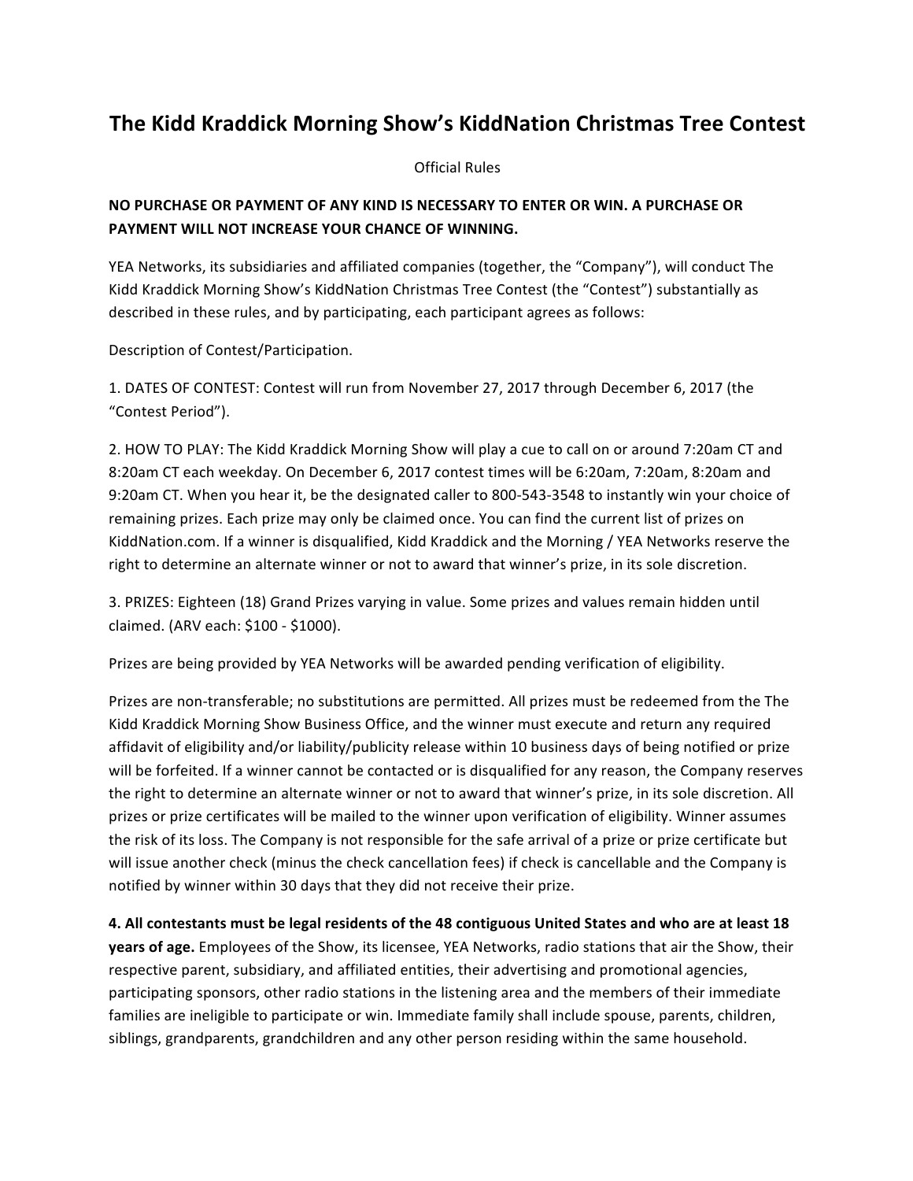# The Kidd Kraddick Morning Show's KiddNation Christmas Tree Contest

Official Rules

**NO PURCHASE OR PAYMENT OF ANY KIND IS NECESSARY TO ENTER OR WIN. A PURCHASE OR PAYMENT WILL NOT INCREASE YOUR CHANCE OF WINNING.**

YEA Networks, its subsidiaries and affiliated companies (together, the "Company"), will conduct The Kidd Kraddick Morning Show's KiddNation Christmas Tree Contest (the "Contest") substantially as described in these rules, and by participating, each participant agrees as follows:

Description of Contest/Participation.

1. DATES OF CONTEST: Contest will run from November 27, 2017 through December 6, 2017 (the "Contest Period").

2. HOW TO PLAY: The Kidd Kraddick Morning Show will play a cue to call on or around 7:20am CT and 8:20am CT each weekday. On December 6, 2017 contest times will be 6:20am, 7:20am, 8:20am and 9:20am CT. When you hear it, be the designated caller to 800-543-3548 to instantly win your choice of remaining prizes. Each prize may only be claimed once. You can find the current list of prizes on KiddNation.com. If a winner is disqualified, Kidd Kraddick and the Morning / YEA Networks reserve the right to determine an alternate winner or not to award that winner's prize, in its sole discretion.

3. PRIZES: Eighteen (18) Grand Prizes varying in value. Some prizes and values remain hidden until claimed. (ARV each: $100 - $1000).

Prizes are being provided by YEA Networks will be awarded pending verification of eligibility.

Prizes are non-transferable; no substitutions are permitted. All prizes must be redeemed from the The Kidd Kraddick Morning Show Business Office, and the winner must execute and return any required affidavit of eligibility and/or liability/publicity release within 10 business days of being notified or prize will be forfeited. If a winner cannot be contacted or is disqualified for any reason, the Company reserves the right to determine an alternate winner or not to award that winner's prize, in its sole discretion. All prizes or prize certificates will be mailed to the winner upon verification of eligibility. Winner assumes the risk of its loss. The Company is not responsible for the safe arrival of a prize or prize certificate but will issue another check (minus the check cancellation fees) if check is cancellable and the Company is notified by winner within 30 days that they did not receive their prize.

**4. All contestants must be legal residents of the 48 contiguous United States and who are at least 18 years of age.** Employees of the Show, its licensee, YEA Networks, radio stations that air the Show, their respective parent, subsidiary, and affiliated entities, their advertising and promotional agencies, participating sponsors, other radio stations in the listening area and the members of their immediate families are ineligible to participate or win. Immediate family shall include spouse, parents, children, siblings, grandparents, grandchildren and any other person residing within the same household.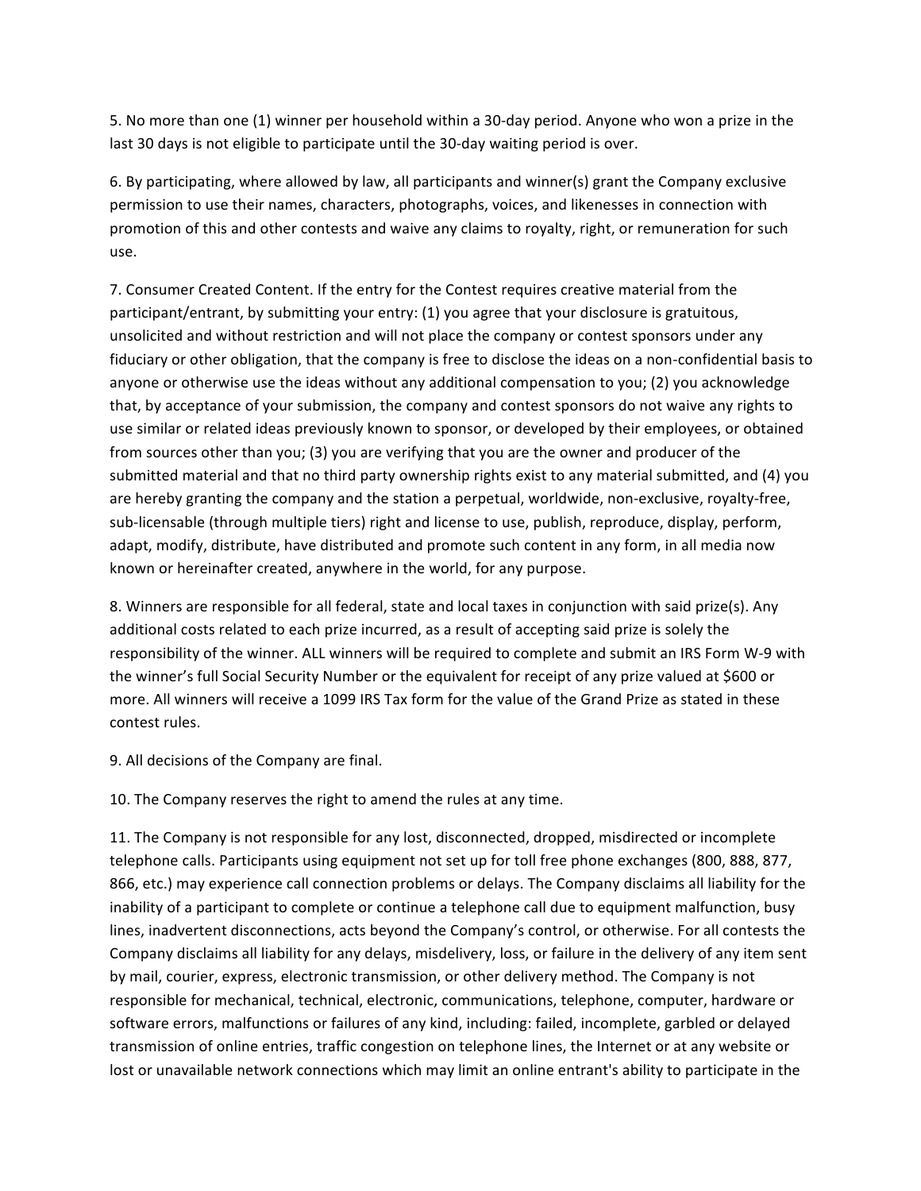5. No more than one (1) winner per household within a 30-day period. Anyone who won a prize in the last 30 days is not eligible to participate until the 30-day waiting period is over.

6. By participating, where allowed by law, all participants and winner(s) grant the Company exclusive permission to use their names, characters, photographs, voices, and likenesses in connection with promotion of this and other contests and waive any claims to royalty, right, or remuneration for such use.

7. Consumer Created Content. If the entry for the Contest requires creative material from the participant/entrant, by submitting your entry: (1) you agree that your disclosure is gratuitous, unsolicited and without restriction and will not place the company or contest sponsors under any fiduciary or other obligation, that the company is free to disclose the ideas on a non-confidential basis to anyone or otherwise use the ideas without any additional compensation to you; (2) you acknowledge that, by acceptance of your submission, the company and contest sponsors do not waive any rights to use similar or related ideas previously known to sponsor, or developed by their employees, or obtained from sources other than you; (3) you are verifying that you are the owner and producer of the submitted material and that no third party ownership rights exist to any material submitted, and (4) you are hereby granting the company and the station a perpetual, worldwide, non-exclusive, royalty-free, sub-licensable (through multiple tiers) right and license to use, publish, reproduce, display, perform, adapt, modify, distribute, have distributed and promote such content in any form, in all media now known or hereinafter created, anywhere in the world, for any purpose.

8. Winners are responsible for all federal, state and local taxes in conjunction with said prize(s). Any additional costs related to each prize incurred, as a result of accepting said prize is solely the responsibility of the winner. ALL winners will be required to complete and submit an IRS Form W-9 with the winner's full Social Security Number or the equivalent for receipt of any prize valued at $600 or more. All winners will receive a 1099 IRS Tax form for the value of the Grand Prize as stated in these contest rules.

9. All decisions of the Company are final.

10. The Company reserves the right to amend the rules at any time.

11. The Company is not responsible for any lost, disconnected, dropped, misdirected or incomplete telephone calls. Participants using equipment not set up for toll free phone exchanges (800, 888, 877, 866, etc.) may experience call connection problems or delays. The Company disclaims all liability for the inability of a participant to complete or continue a telephone call due to equipment malfunction, busy lines, inadvertent disconnections, acts beyond the Company's control, or otherwise. For all contests the Company disclaims all liability for any delays, misdelivery, loss, or failure in the delivery of any item sent by mail, courier, express, electronic transmission, or other delivery method. The Company is not responsible for mechanical, technical, electronic, communications, telephone, computer, hardware or software errors, malfunctions or failures of any kind, including: failed, incomplete, garbled or delayed transmission of online entries, traffic congestion on telephone lines, the Internet or at any website or lost or unavailable network connections which may limit an online entrant's ability to participate in the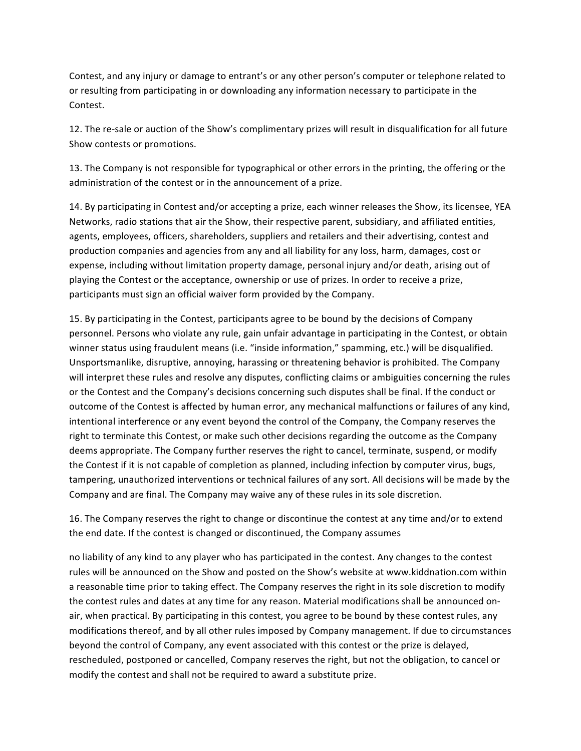Contest, and any injury or damage to entrant's or any other person's computer or telephone related to or resulting from participating in or downloading any information necessary to participate in the Contest.

12. The re-sale or auction of the Show's complimentary prizes will result in disqualification for all future Show contests or promotions.

13. The Company is not responsible for typographical or other errors in the printing, the offering or the administration of the contest or in the announcement of a prize.

14. By participating in Contest and/or accepting a prize, each winner releases the Show, its licensee, YEA Networks, radio stations that air the Show, their respective parent, subsidiary, and affiliated entities, agents, employees, officers, shareholders, suppliers and retailers and their advertising, contest and production companies and agencies from any and all liability for any loss, harm, damages, cost or expense, including without limitation property damage, personal injury and/or death, arising out of playing the Contest or the acceptance, ownership or use of prizes. In order to receive a prize, participants must sign an official waiver form provided by the Company.

15. By participating in the Contest, participants agree to be bound by the decisions of Company personnel. Persons who violate any rule, gain unfair advantage in participating in the Contest, or obtain winner status using fraudulent means (i.e. "inside information," spamming, etc.) will be disqualified. Unsportsmanlike, disruptive, annoying, harassing or threatening behavior is prohibited. The Company will interpret these rules and resolve any disputes, conflicting claims or ambiguities concerning the rules or the Contest and the Company's decisions concerning such disputes shall be final. If the conduct or outcome of the Contest is affected by human error, any mechanical malfunctions or failures of any kind, intentional interference or any event beyond the control of the Company, the Company reserves the right to terminate this Contest, or make such other decisions regarding the outcome as the Company deems appropriate. The Company further reserves the right to cancel, terminate, suspend, or modify the Contest if it is not capable of completion as planned, including infection by computer virus, bugs, tampering, unauthorized interventions or technical failures of any sort. All decisions will be made by the Company and are final. The Company may waive any of these rules in its sole discretion.

16. The Company reserves the right to change or discontinue the contest at any time and/or to extend the end date. If the contest is changed or discontinued, the Company assumes no liability of any kind to any player who has participated in the contest. Any changes to the contest rules will be announced on the Show and posted on the Show's website at www.kiddnation.com within a reasonable time prior to taking effect. The Company reserves the right in its sole discretion to modify the contest rules and dates at any time for any reason. Material modifications shall be announced on-air, when practical. By participating in this contest, you agree to be bound by these contest rules, any modifications thereof, and by all other rules imposed by Company management. If due to circumstances beyond the control of Company, any event associated with this contest or the prize is delayed, rescheduled, postponed or cancelled, Company reserves the right, but not the obligation, to cancel or modify the contest and shall not be required to award a substitute prize.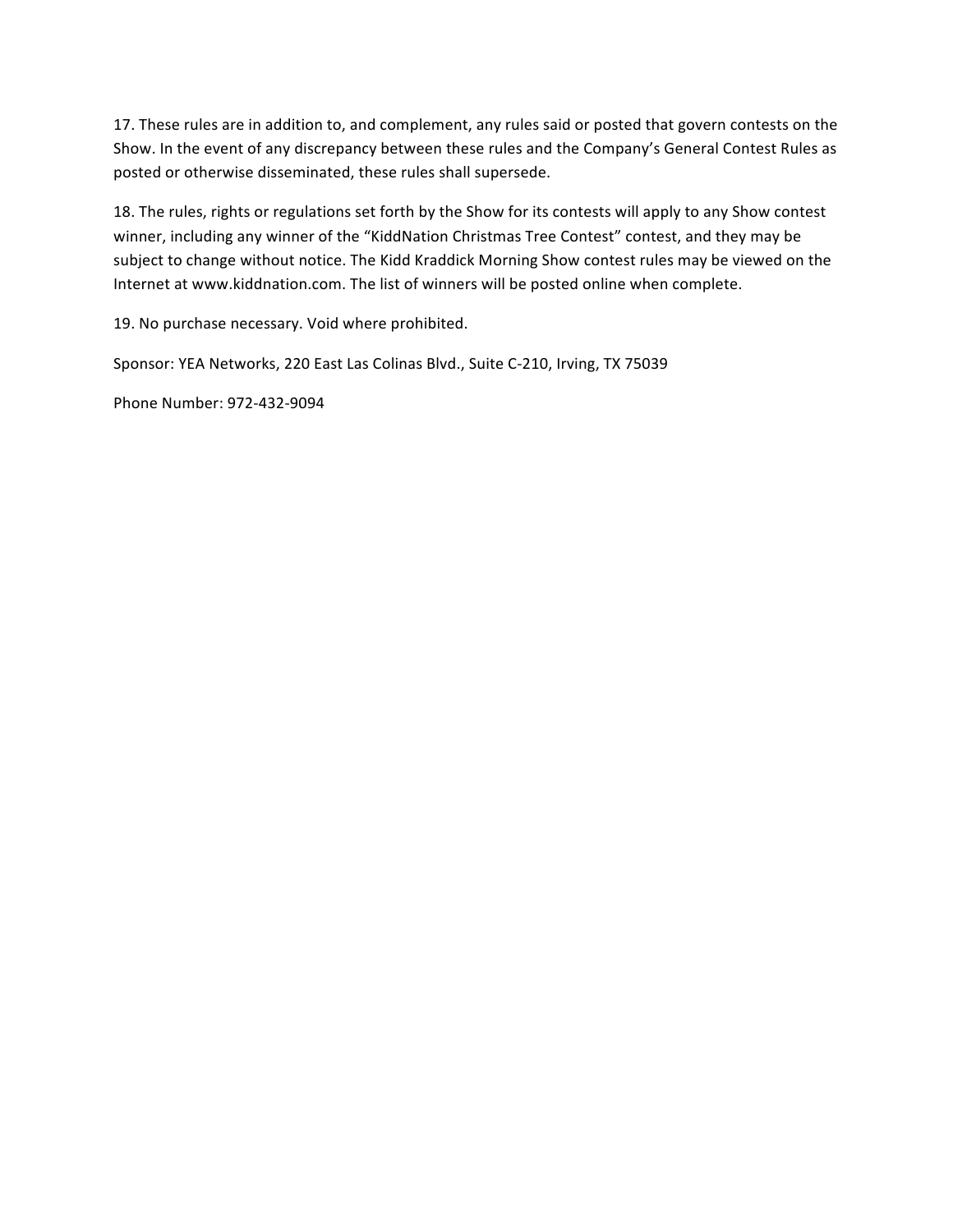17. These rules are in addition to, and complement, any rules said or posted that govern contests on the Show. In the event of any discrepancy between these rules and the Company's General Contest Rules as posted or otherwise disseminated, these rules shall supersede.

18. The rules, rights or regulations set forth by the Show for its contests will apply to any Show contest winner, including any winner of the "KiddNation Christmas Tree Contest" contest, and they may be subject to change without notice. The Kidd Kraddick Morning Show contest rules may be viewed on the Internet at www.kiddnation.com. The list of winners will be posted online when complete.

19. No purchase necessary. Void where prohibited.

Sponsor: YEA Networks, 220 East Las Colinas Blvd., Suite C-210, Irving, TX 75039

Phone Number: 972-432-9094